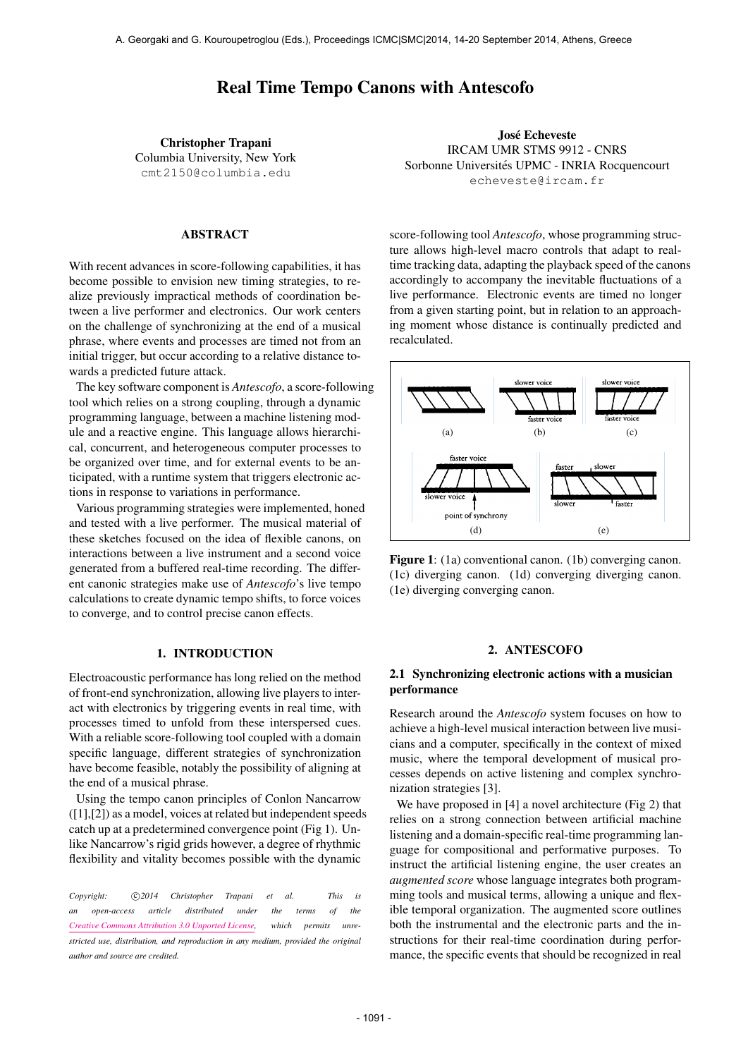# Real Time Tempo Canons with Antescofo

**Christopher Trapani**
Columbia University, New York
cmt2150@columbia.edu

**José Echeveste**
IRCAM UMR STMS 9912 - CNRS
Sorbonne Universités UPMC - INRIA Rocquencourt
echeveste@ircam.fr

## ABSTRACT

With recent advances in score-following capabilities, it has become possible to envision new timing strategies, to realize previously impractical methods of coordination between a live performer and electronics. Our work centers on the challenge of synchronizing at the end of a musical phrase, where events and processes are timed not from an initial trigger, but occur according to a relative distance towards a predicted future attack.

The key software component is *Antescofo*, a score-following tool which relies on a strong coupling, through a dynamic programming language, between a machine listening module and a reactive engine. This language allows hierarchical, concurrent, and heterogeneous computer processes to be organized over time, and for external events to be anticipated, with a runtime system that triggers electronic actions in response to variations in performance.

Various programming strategies were implemented, honed and tested with a live performer. The musical material of these sketches focused on the idea of flexible canons, on interactions between a live instrument and a second voice generated from a buffered real-time recording. The different canonic strategies make use of *Antescofo*'s live tempo calculations to create dynamic tempo shifts, to force voices to converge, and to control precise canon effects.

## 1. INTRODUCTION

Electroacoustic performance has long relied on the method of front-end synchronization, allowing live players to interact with electronics by triggering events in real time, with processes timed to unfold from these interspersed cues. With a reliable score-following tool coupled with a domain specific language, different strategies of synchronization have become feasible, notably the possibility of aligning at the end of a musical phrase.

Using the tempo canon principles of Conlon Nancarrow ([1],[2]) as a model, voices at related but independent speeds catch up at a predetermined convergence point (Fig 1). Unlike Nancarrow's rigid grids however, a degree of rhythmic flexibility and vitality becomes possible with the dynamic score-following tool *Antescofo*, whose programming structure allows high-level macro controls that adapt to real-time tracking data, adapting the playback speed of the canons accordingly to accompany the inevitable fluctuations of a live performance. Electronic events are timed no longer from a given starting point, but in relation to an approaching moment whose distance is continually predicted and recalculated.

**Figure 1**: (1a) conventional canon. (1b) converging canon. (1c) diverging canon. (1d) converging diverging canon. (1e) diverging converging canon.

*Copyright: ©2014 Christopher Trapani et al. This is an open-access article distributed under the terms of the Creative Commons Attribution 3.0 Unported License, which permits unrestricted use, distribution, and reproduction in any medium, provided the original author and source are credited.*

## 2. ANTESCOFO

### 2.1 Synchronizing electronic actions with a musician performance

Research around the *Antescofo* system focuses on how to achieve a high-level musical interaction between live musicians and a computer, specifically in the context of mixed music, where the temporal development of musical processes depends on active listening and complex synchronization strategies [3].

We have proposed in [4] a novel architecture (Fig 2) that relies on a strong connection between artificial machine listening and a domain-specific real-time programming language for compositional and performative purposes. To instruct the artificial listening engine, the user creates an *augmented score* whose language integrates both programming tools and musical terms, allowing a unique and flexible temporal organization. The augmented score outlines both the instrumental and the electronic parts and the instructions for their real-time coordination during performance, the specific events that should be recognized in real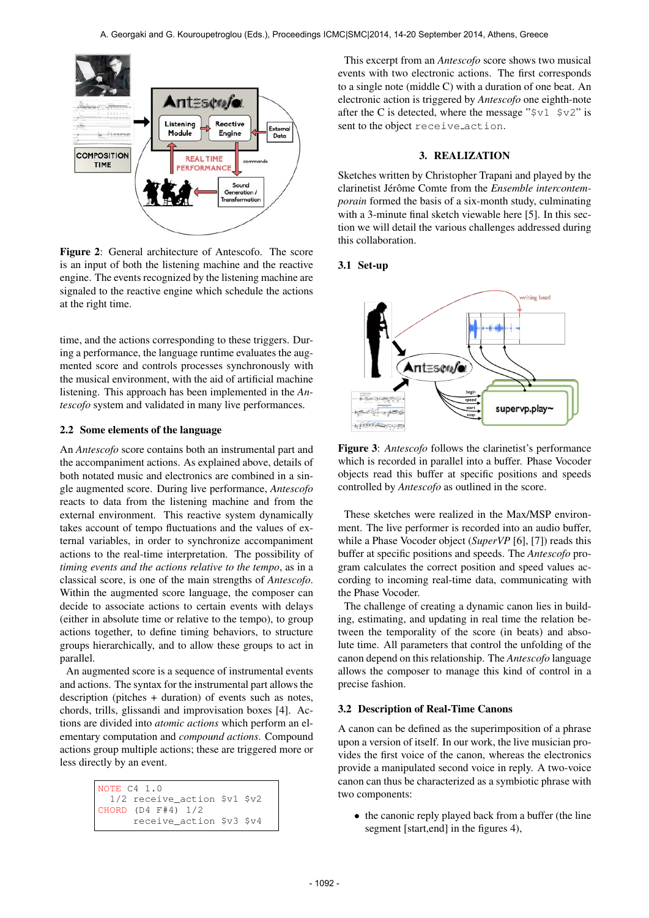**Figure 2**: General architecture of Antescofo. The score is an input of both the listening machine and the reactive engine. The events recognized by the listening machine are signaled to the reactive engine which schedule the actions at the right time.

time, and the actions corresponding to these triggers. During a performance, the language runtime evaluates the augmented score and controls processes synchronously with the musical environment, with the aid of artificial machine listening. This approach has been implemented in the *Antescofo* system and validated in many live performances.

### 2.2 Some elements of the language

An *Antescofo* score contains both an instrumental part and the accompaniment actions. As explained above, details of both notated music and electronics are combined in a single augmented score. During live performance, *Antescofo* reacts to data from the listening machine and from the external environment. This reactive system dynamically takes account of tempo fluctuations and the values of external variables, in order to synchronize accompaniment actions to the real-time interpretation. The possibility of *timing events and the actions relative to the tempo*, as in a classical score, is one of the main strengths of *Antescofo*. Within the augmented score language, the composer can decide to associate actions to certain events with delays (either in absolute time or relative to the tempo), to group actions together, to define timing behaviors, to structure groups hierarchically, and to allow these groups to act in parallel.

An augmented score is a sequence of instrumental events and actions. The syntax for the instrumental part allows the description (pitches + duration) of events such as notes, chords, trills, glissandi and improvisation boxes [4]. Actions are divided into *atomic actions* which perform an elementary computation and *compound actions*. Compound actions group multiple actions; these are triggered more or less directly by an event.

```
NOTE C4 1.0
   1/2 receive_action $v1 $v2
CHORD (D4 F#4) 1/2
       receive_action $v3 $v4
```

This excerpt from an *Antescofo* score shows two musical events with two electronic actions. The first corresponds to a single note (middle C) with a duration of one beat. An electronic action is triggered by *Antescofo* one eighth-note after the C is detected, where the message "$v1 $v2" is sent to the object receive_action.

## 3. REALIZATION

Sketches written by Christopher Trapani and played by the clarinetist Jérôme Comte from the *Ensemble intercontemporain* formed the basis of a six-month study, culminating with a 3-minute final sketch viewable here [5]. In this section we will detail the various challenges addressed during this collaboration.

### 3.1 Set-up

**Figure 3**: *Antescofo* follows the clarinetist's performance which is recorded in parallel into a buffer. Phase Vocoder objects read this buffer at specific positions and speeds controlled by *Antescofo* as outlined in the score.

These sketches were realized in the Max/MSP environment. The live performer is recorded into an audio buffer, while a Phase Vocoder object (*SuperVP* [6], [7]) reads this buffer at specific positions and speeds. The *Antescofo* program calculates the correct position and speed values according to incoming real-time data, communicating with the Phase Vocoder.

The challenge of creating a dynamic canon lies in building, estimating, and updating in real time the relation between the temporality of the score (in beats) and absolute time. All parameters that control the unfolding of the canon depend on this relationship. The *Antescofo* language allows the composer to manage this kind of control in a precise fashion.

### 3.2 Description of Real-Time Canons

A canon can be defined as the superimposition of a phrase upon a version of itself. In our work, the live musician provides the first voice of the canon, whereas the electronics provide a manipulated second voice in reply. A two-voice canon can thus be characterized as a symbiotic phrase with two components:

- the canonic reply played back from a buffer (the line segment [start,end] in the figures 4),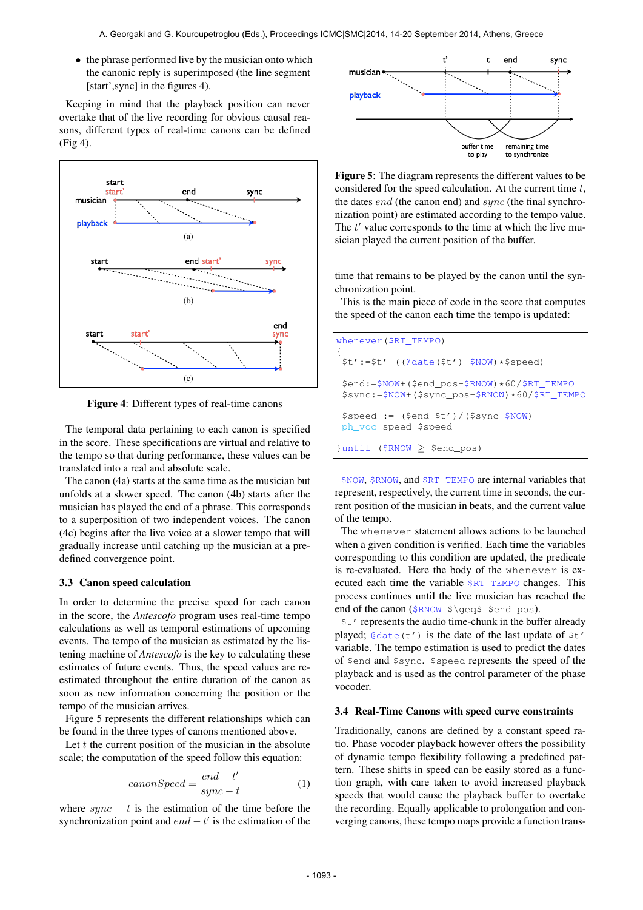- the phrase performed live by the musician onto which the canonic reply is superimposed (the line segment [start',sync] in the figures 4).

Keeping in mind that the playback position can never overtake that of the live recording for obvious causal reasons, different types of real-time canons can be defined (Fig 4).

**Figure 4**: Different types of real-time canons

The temporal data pertaining to each canon is specified in the score. These specifications are virtual and relative to the tempo so that during performance, these values can be translated into a real and absolute scale.

The canon (4a) starts at the same time as the musician but unfolds at a slower speed. The canon (4b) starts after the musician has played the end of a phrase. This corresponds to a superposition of two independent voices. The canon (4c) begins after the live voice at a slower tempo that will gradually increase until catching up the musician at a predefined convergence point.

### 3.3 Canon speed calculation

In order to determine the precise speed for each canon in the score, the *Antescofo* program uses real-time tempo calculations as well as temporal estimations of upcoming events. The tempo of the musician as estimated by the listening machine of *Antescofo* is the key to calculating these estimates of future events. Thus, the speed values are re-estimated throughout the entire duration of the canon as soon as new information concerning the position or the tempo of the musician arrives.

Figure 5 represents the different relationships which can be found in the three types of canons mentioned above.

Let $t$ the current position of the musician in the absolute scale; the computation of the speed follow this equation:

$$canonSpeed = \frac{end - t'}{sync - t} \quad (1)$$

where $sync - t$ is the estimation of the time before the synchronization point and $end - t'$ is the estimation of the time that remains to be played by the canon until the synchronization point.

**Figure 5**: The diagram represents the different values to be considered for the speed calculation. At the current time $t$, the dates $end$ (the canon end) and $sync$ (the final synchronization point) are estimated according to the tempo value. The $t'$ value corresponds to the time at which the live musician played the current position of the buffer.

This is the main piece of code in the score that computes the speed of the canon each time the tempo is updated:

```
whenever ($RT_TEMPO)
{
 $t':=$t'+((@date($t')-$NOW)*$speed)

 $end:=$NOW+($end_pos-$RNOW)*60/$RT_TEMPO
 $sync:=$NOW+($sync_pos-$RNOW)*60/$RT_TEMPO

 $speed := ($end-$t')/($sync-$NOW)
 ph_voc speed $speed

}until ($RNOW ≥ $end_pos)
```

`$NOW`, `$RNOW`, and `$RT_TEMPO` are internal variables that represent, respectively, the current time in seconds, the current position of the musician in beats, and the current value of the tempo.

The `whenever` statement allows actions to be launched when a given condition is verified. Each time the variables corresponding to this condition are updated, the predicate is re-evaluated. Here the body of the `whenever` is executed each time the variable `$RT_TEMPO` changes. This process continues until the live musician has reached the end of the canon (`$RNOW $\geq$ $end_pos`).

`$t'` represents the audio time-chunk in the buffer already played; `@date(t')` is the date of the last update of `$t'` variable. The tempo estimation is used to predict the dates of `$end` and `$sync`. `$speed` represents the speed of the playback and is used as the control parameter of the phase vocoder.

### 3.4 Real-Time Canons with speed curve constraints

Traditionally, canons are defined by a constant speed ratio. Phase vocoder playback however offers the possibility of dynamic tempo flexibility following a predefined pattern. These shifts in speed can be easily stored as a function graph, with care taken to avoid increased playback speeds that would cause the playback buffer to overtake the recording. Equally applicable to prolongation and converging canons, these tempo maps provide a function trans-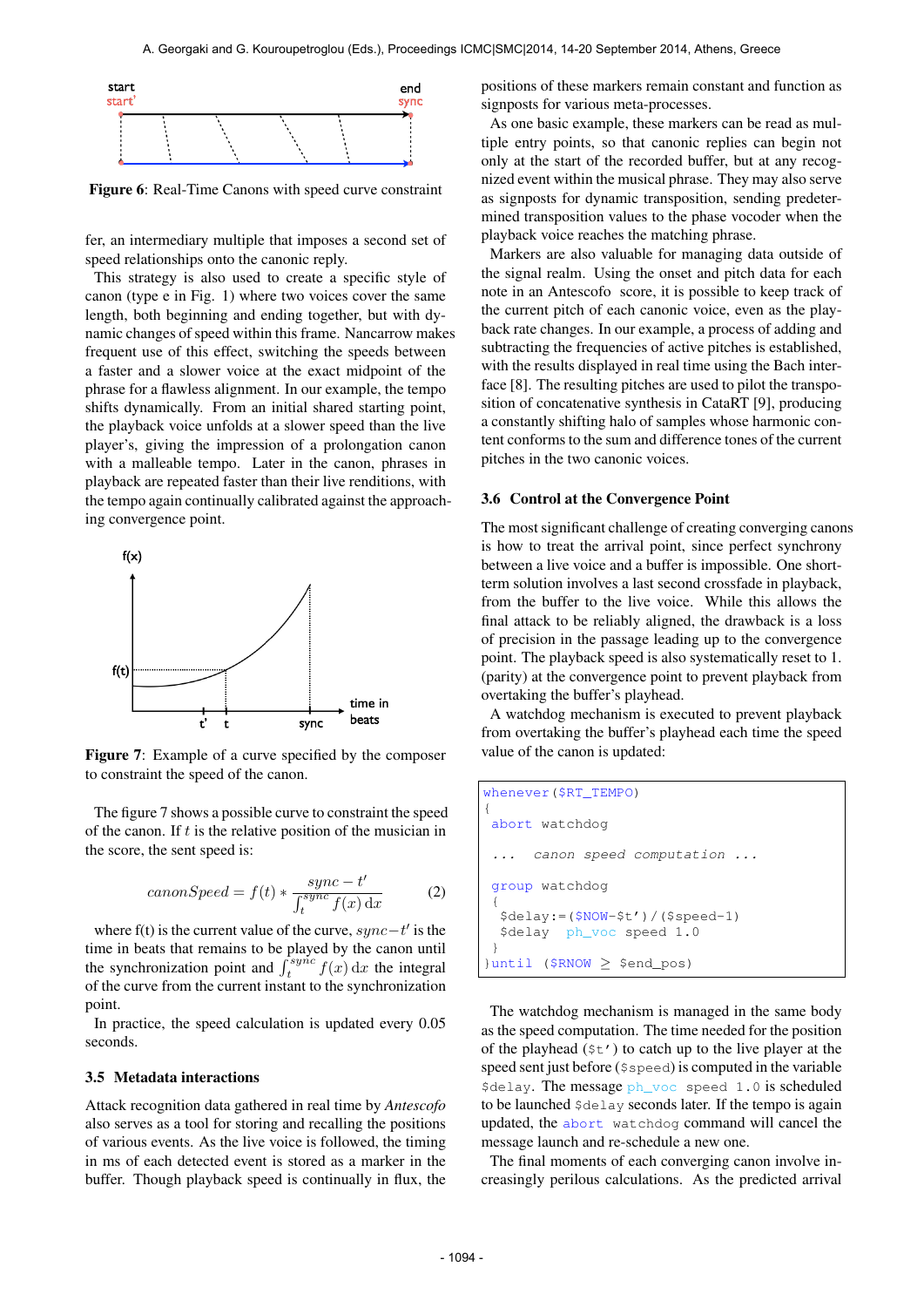**Figure 6**: Real-Time Canons with speed curve constraint

fer, an intermediary multiple that imposes a second set of speed relationships onto the canonic reply.

This strategy is also used to create a specific style of canon (type e in Fig. 1) where two voices cover the same length, both beginning and ending together, but with dynamic changes of speed within this frame. Nancarrow makes frequent use of this effect, switching the speeds between a faster and a slower voice at the exact midpoint of the phrase for a flawless alignment. In our example, the tempo shifts dynamically. From an initial shared starting point, the playback voice unfolds at a slower speed than the live player's, giving the impression of a prolongation canon with a malleable tempo. Later in the canon, phrases in playback are repeated faster than their live renditions, with the tempo again continually calibrated against the approaching convergence point.

**Figure 7**: Example of a curve specified by the composer to constraint the speed of the canon.

The figure 7 shows a possible curve to constraint the speed of the canon. If $t$ is the relative position of the musician in the score, the sent speed is:

$$canonSpeed = f(t) * \frac{sync - t'}{\int_t^{sync} f(x)\,\mathrm{d}x} \tag{2}$$

where f(t) is the current value of the curve, $sync - t'$ is the time in beats that remains to be played by the canon until the synchronization point and $\int_t^{sync} f(x)\,\mathrm{d}x$ the integral of the curve from the current instant to the synchronization point.

In practice, the speed calculation is updated every 0.05 seconds.

### 3.5 Metadata interactions

Attack recognition data gathered in real time by *Antescofo* also serves as a tool for storing and recalling the positions of various events. As the live voice is followed, the timing in ms of each detected event is stored as a marker in the buffer. Though playback speed is continually in flux, the positions of these markers remain constant and function as signposts for various meta-processes.

As one basic example, these markers can be read as multiple entry points, so that canonic replies can begin not only at the start of the recorded buffer, but at any recognized event within the musical phrase. They may also serve as signposts for dynamic transposition, sending predetermined transposition values to the phase vocoder when the playback voice reaches the matching phrase.

Markers are also valuable for managing data outside of the signal realm. Using the onset and pitch data for each note in an Antescofo score, it is possible to keep track of the current pitch of each canonic voice, even as the playback rate changes. In our example, a process of adding and subtracting the frequencies of active pitches is established, with the results displayed in real time using the Bach interface [8]. The resulting pitches are used to pilot the transposition of concatenative synthesis in CataRT [9], producing a constantly shifting halo of samples whose harmonic content conforms to the sum and difference tones of the current pitches in the two canonic voices.

### 3.6 Control at the Convergence Point

The most significant challenge of creating converging canons is how to treat the arrival point, since perfect synchrony between a live voice and a buffer is impossible. One short-term solution involves a last second crossfade in playback, from the buffer to the live voice. While this allows the final attack to be reliably aligned, the drawback is a loss of precision in the passage leading up to the convergence point. The playback speed is also systematically reset to 1. (parity) at the convergence point to prevent playback from overtaking the buffer's playhead.

A watchdog mechanism is executed to prevent playback from overtaking the buffer's playhead each time the speed value of the canon is updated:

```
whenever($RT_TEMPO)
{
 abort watchdog

 ...  canon speed computation ...

 group watchdog
 {
  $delay:=($NOW-$t')/($speed-1)
  $delay  ph_voc speed 1.0
 }
}until ($RNOW ≥ $end_pos)
```

The watchdog mechanism is managed in the same body as the speed computation. The time needed for the position of the playhead (`$t'`) to catch up to the live player at the speed sent just before (`$speed`) is computed in the variable `$delay`. The message `ph_voc speed 1.0` is scheduled to be launched `$delay` seconds later. If the tempo is again updated, the `abort watchdog` command will cancel the message launch and re-schedule a new one.

The final moments of each converging canon involve increasingly perilous calculations. As the predicted arrival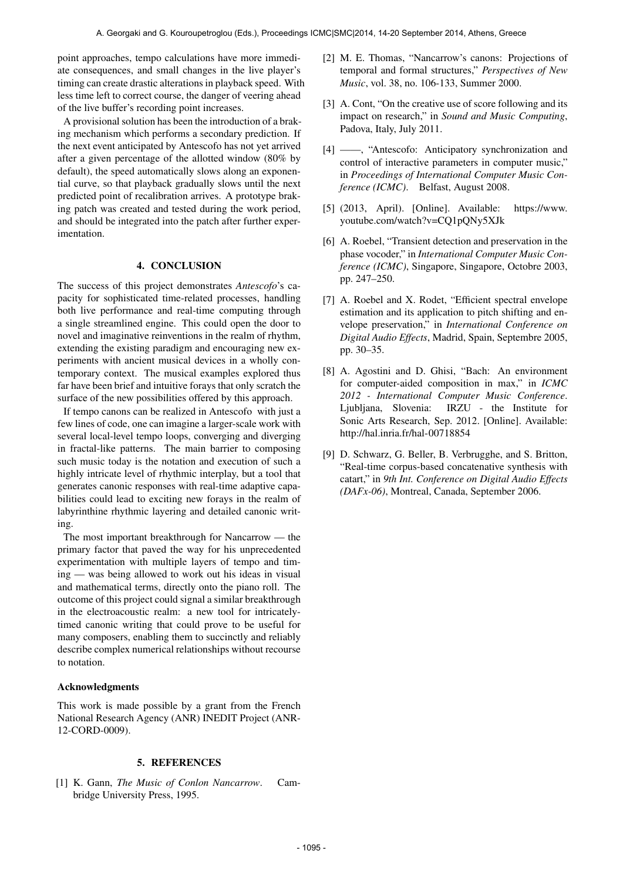point approaches, tempo calculations have more immediate consequences, and small changes in the live player's timing can create drastic alterations in playback speed. With less time left to correct course, the danger of veering ahead of the live buffer's recording point increases.

A provisional solution has been the introduction of a braking mechanism which performs a secondary prediction. If the next event anticipated by Antescofo has not yet arrived after a given percentage of the allotted window (80% by default), the speed automatically slows along an exponential curve, so that playback gradually slows until the next predicted point of recalibration arrives. A prototype braking patch was created and tested during the work period, and should be integrated into the patch after further experimentation.

## 4. CONCLUSION

The success of this project demonstrates *Antescofo*'s capacity for sophisticated time-related processes, handling both live performance and real-time computing through a single streamlined engine. This could open the door to novel and imaginative reinventions in the realm of rhythm, extending the existing paradigm and encouraging new experiments with ancient musical devices in a wholly contemporary context. The musical examples explored thus far have been brief and intuitive forays that only scratch the surface of the new possibilities offered by this approach.

If tempo canons can be realized in Antescofo with just a few lines of code, one can imagine a larger-scale work with several local-level tempo loops, converging and diverging in fractal-like patterns. The main barrier to composing such music today is the notation and execution of such a highly intricate level of rhythmic interplay, but a tool that generates canonic responses with real-time adaptive capabilities could lead to exciting new forays in the realm of labyrinthine rhythmic layering and detailed canonic writing.

The most important breakthrough for Nancarrow — the primary factor that paved the way for his unprecedented experimentation with multiple layers of tempo and timing — was being allowed to work out his ideas in visual and mathematical terms, directly onto the piano roll. The outcome of this project could signal a similar breakthrough in the electroacoustic realm: a new tool for intricately-timed canonic writing that could prove to be useful for many composers, enabling them to succinctly and reliably describe complex numerical relationships without recourse to notation.

### Acknowledgments

This work is made possible by a grant from the French National Research Agency (ANR) INEDIT Project (ANR-12-CORD-0009).

## 5. REFERENCES

[1] K. Gann, *The Music of Conlon Nancarrow*. Cambridge University Press, 1995.

[2] M. E. Thomas, "Nancarrow's canons: Projections of temporal and formal structures," *Perspectives of New Music*, vol. 38, no. 106-133, Summer 2000.

[3] A. Cont, "On the creative use of score following and its impact on research," in *Sound and Music Computing*, Padova, Italy, July 2011.

[4] ——, "Antescofo: Anticipatory synchronization and control of interactive parameters in computer music," in *Proceedings of International Computer Music Conference (ICMC)*. Belfast, August 2008.

[5] (2013, April). [Online]. Available: https://www.youtube.com/watch?v=CQ1pQNy5XJk

[6] A. Roebel, "Transient detection and preservation in the phase vocoder," in *International Computer Music Conference (ICMC)*, Singapore, Singapore, Octobre 2003, pp. 247–250.

[7] A. Roebel and X. Rodet, "Efficient spectral envelope estimation and its application to pitch shifting and envelope preservation," in *International Conference on Digital Audio Effects*, Madrid, Spain, Septembre 2005, pp. 30–35.

[8] A. Agostini and D. Ghisi, "Bach: An environment for computer-aided composition in max," in *ICMC 2012 - International Computer Music Conference*. Ljubljana, Slovenia: IRZU - the Institute for Sonic Arts Research, Sep. 2012. [Online]. Available: http://hal.inria.fr/hal-00718854

[9] D. Schwarz, G. Beller, B. Verbrugghe, and S. Britton, "Real-time corpus-based concatenative synthesis with catart," in *9th Int. Conference on Digital Audio Effects (DAFx-06)*, Montreal, Canada, September 2006.